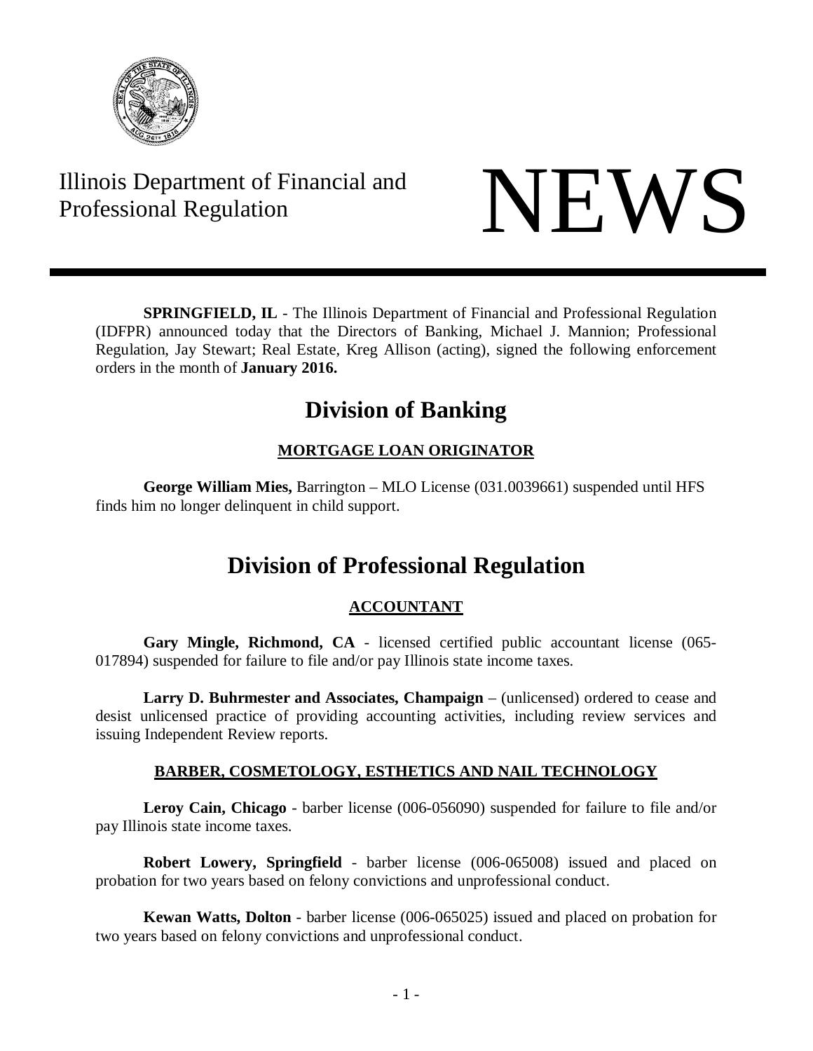Illinois Department of Financial and Professional Regulation

# NEWS

**SPRINGFIELD, IL** - The Illinois Department of Financial and Professional Regulation (IDFPR) announced today that the Directors of Banking, Michael J. Mannion; Professional Regulation, Jay Stewart; Real Estate, Kreg Allison (acting), signed the following enforcement orders in the month of **January 2016.**

## Division of Banking

### MORTGAGE LOAN ORIGINATOR

**George William Mies,** Barrington – MLO License (031.0039661) suspended until HFS finds him no longer delinquent in child support.

## Division of Professional Regulation

### ACCOUNTANT

**Gary Mingle, Richmond, CA** - licensed certified public accountant license (065-017894) suspended for failure to file and/or pay Illinois state income taxes.

**Larry D. Buhrmester and Associates, Champaign** – (unlicensed) ordered to cease and desist unlicensed practice of providing accounting activities, including review services and issuing Independent Review reports.

### BARBER, COSMETOLOGY, ESTHETICS AND NAIL TECHNOLOGY

**Leroy Cain, Chicago** - barber license (006-056090) suspended for failure to file and/or pay Illinois state income taxes.

**Robert Lowery, Springfield** - barber license (006-065008) issued and placed on probation for two years based on felony convictions and unprofessional conduct.

**Kewan Watts, Dolton** - barber license (006-065025) issued and placed on probation for two years based on felony convictions and unprofessional conduct.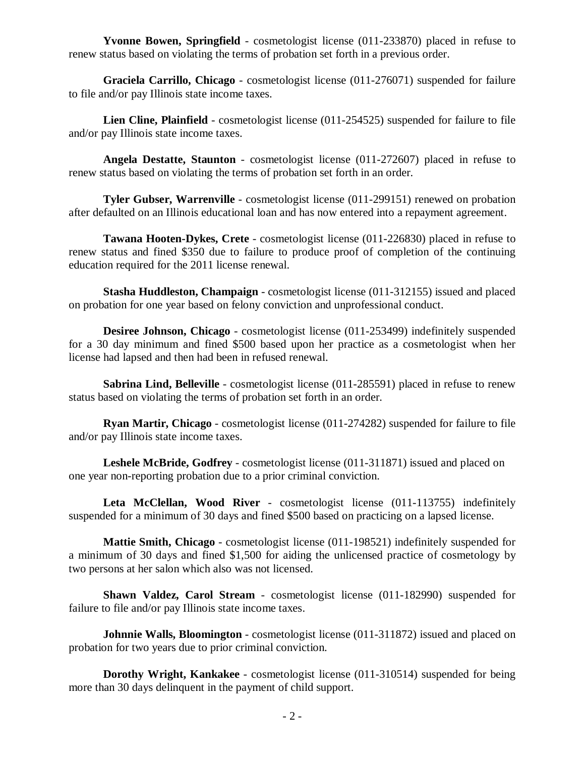**Yvonne Bowen, Springfield** - cosmetologist license (011-233870) placed in refuse to renew status based on violating the terms of probation set forth in a previous order.

**Graciela Carrillo, Chicago** - cosmetologist license (011-276071) suspended for failure to file and/or pay Illinois state income taxes.

**Lien Cline, Plainfield** - cosmetologist license (011-254525) suspended for failure to file and/or pay Illinois state income taxes.

**Angela Destatte, Staunton** - cosmetologist license (011-272607) placed in refuse to renew status based on violating the terms of probation set forth in an order.

**Tyler Gubser, Warrenville** - cosmetologist license (011-299151) renewed on probation after defaulted on an Illinois educational loan and has now entered into a repayment agreement.

**Tawana Hooten-Dykes, Crete** - cosmetologist license (011-226830) placed in refuse to renew status and fined $350 due to failure to produce proof of completion of the continuing education required for the 2011 license renewal.

**Stasha Huddleston, Champaign** - cosmetologist license (011-312155) issued and placed on probation for one year based on felony conviction and unprofessional conduct.

**Desiree Johnson, Chicago** - cosmetologist license (011-253499) indefinitely suspended for a 30 day minimum and fined $500 based upon her practice as a cosmetologist when her license had lapsed and then had been in refused renewal.

**Sabrina Lind, Belleville** - cosmetologist license (011-285591) placed in refuse to renew status based on violating the terms of probation set forth in an order.

**Ryan Martir, Chicago** - cosmetologist license (011-274282) suspended for failure to file and/or pay Illinois state income taxes.

**Leshele McBride, Godfrey** - cosmetologist license (011-311871) issued and placed on one year non-reporting probation due to a prior criminal conviction.

**Leta McClellan, Wood River** - cosmetologist license (011-113755) indefinitely suspended for a minimum of 30 days and fined $500 based on practicing on a lapsed license.

**Mattie Smith, Chicago** - cosmetologist license (011-198521) indefinitely suspended for a minimum of 30 days and fined $1,500 for aiding the unlicensed practice of cosmetology by two persons at her salon which also was not licensed.

**Shawn Valdez, Carol Stream** - cosmetologist license (011-182990) suspended for failure to file and/or pay Illinois state income taxes.

**Johnnie Walls, Bloomington** - cosmetologist license (011-311872) issued and placed on probation for two years due to prior criminal conviction.

**Dorothy Wright, Kankakee** - cosmetologist license (011-310514) suspended for being more than 30 days delinquent in the payment of child support.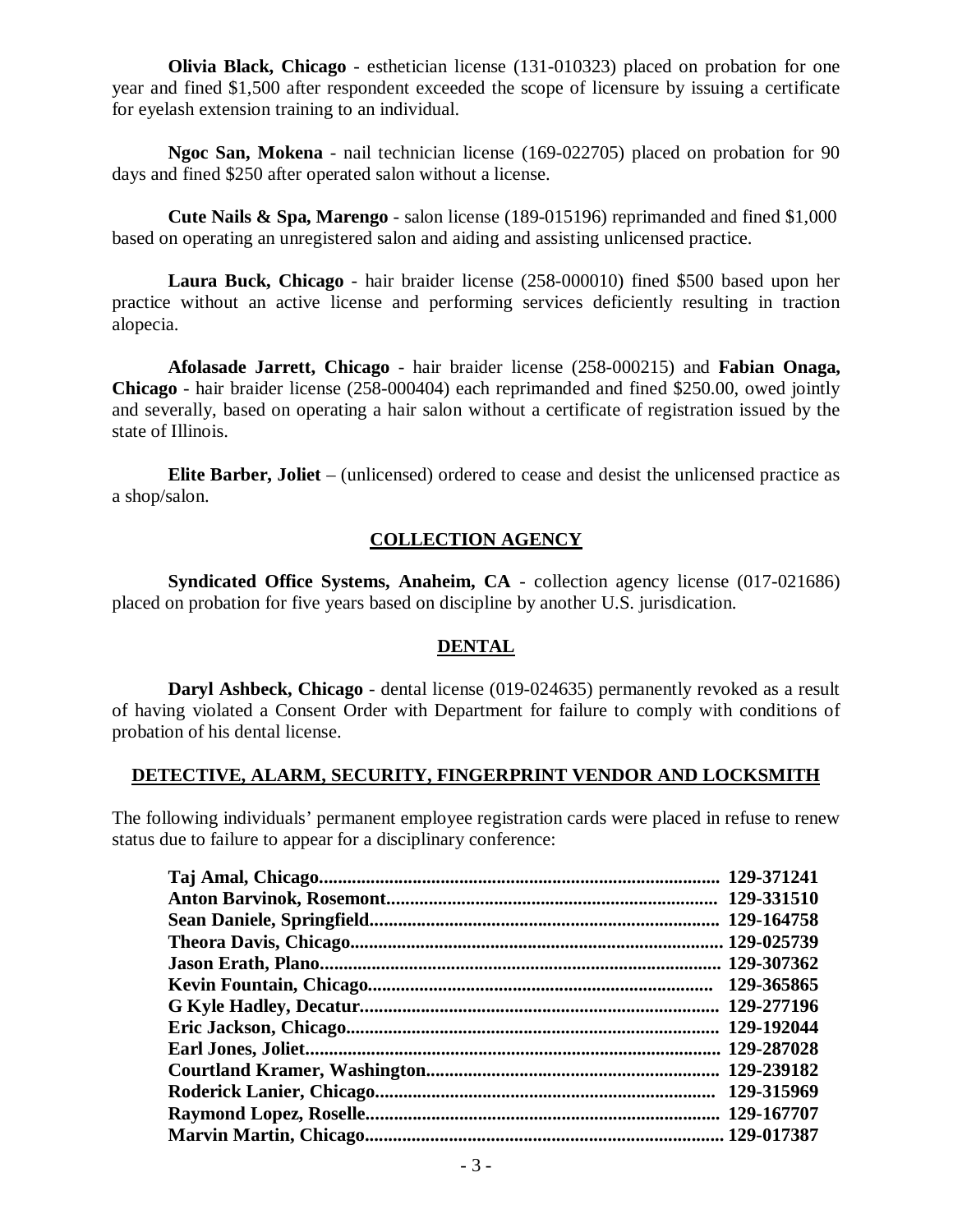**Olivia Black, Chicago** - esthetician license (131-010323) placed on probation for one year and fined $1,500 after respondent exceeded the scope of licensure by issuing a certificate for eyelash extension training to an individual.

**Ngoc San, Mokena** - nail technician license (169-022705) placed on probation for 90 days and fined $250 after operated salon without a license.

**Cute Nails & Spa, Marengo** - salon license (189-015196) reprimanded and fined $1,000 based on operating an unregistered salon and aiding and assisting unlicensed practice.

**Laura Buck, Chicago** - hair braider license (258-000010) fined $500 based upon her practice without an active license and performing services deficiently resulting in traction alopecia.

**Afolasade Jarrett, Chicago** - hair braider license (258-000215) and **Fabian Onaga, Chicago** - hair braider license (258-000404) each reprimanded and fined $250.00, owed jointly and severally, based on operating a hair salon without a certificate of registration issued by the state of Illinois.

**Elite Barber, Joliet** – (unlicensed) ordered to cease and desist the unlicensed practice as a shop/salon.

## COLLECTION AGENCY

**Syndicated Office Systems, Anaheim, CA** - collection agency license (017-021686) placed on probation for five years based on discipline by another U.S. jurisdiction.

## DENTAL

**Daryl Ashbeck, Chicago** - dental license (019-024635) permanently revoked as a result of having violated a Consent Order with Department for failure to comply with conditions of probation of his dental license.

## DETECTIVE, ALARM, SECURITY, FINGERPRINT VENDOR AND LOCKSMITH

The following individuals' permanent employee registration cards were placed in refuse to renew status due to failure to appear for a disciplinary conference:

**Taj Amal, Chicago.......... 129-371241**
**Anton Barvinok, Rosemont.......... 129-331510**
**Sean Daniele, Springfield.......... 129-164758**
**Theora Davis, Chicago.......... 129-025739**
**Jason Erath, Plano.......... 129-307362**
**Kevin Fountain, Chicago.......... 129-365865**
**G Kyle Hadley, Decatur.......... 129-277196**
**Eric Jackson, Chicago.......... 129-192044**
**Earl Jones, Joliet.......... 129-287028**
**Courtland Kramer, Washington.......... 129-239182**
**Roderick Lanier, Chicago.......... 129-315969**
**Raymond Lopez, Roselle.......... 129-167707**
**Marvin Martin, Chicago.......... 129-017387**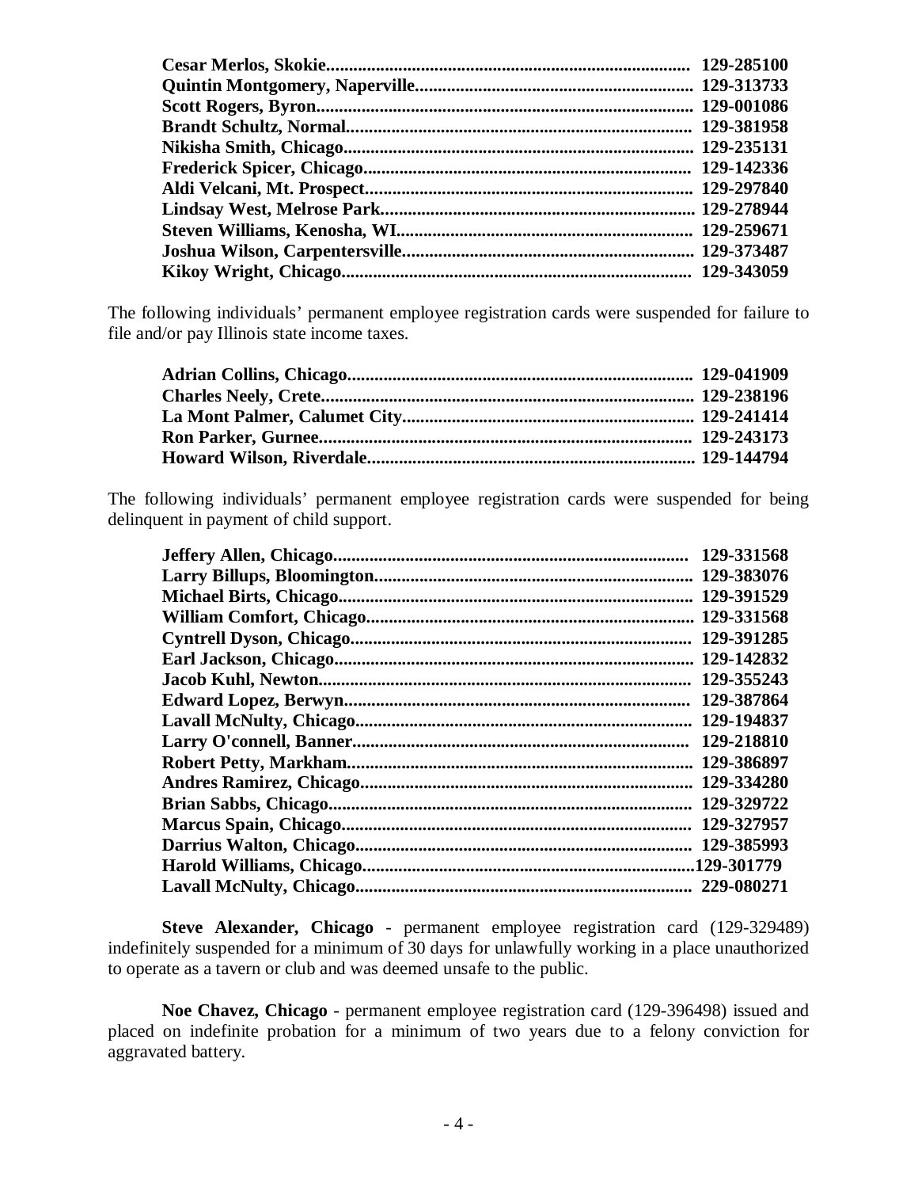**Cesar Merlos, Skokie................................................................................ 129-285100**
**Quintin Montgomery, Naperville............................................................ 129-313733**
**Scott Rogers, Byron.................................................................................. 129-001086**
**Brandt Schultz, Normal............................................................................ 129-381958**
**Nikisha Smith, Chicago............................................................................ 129-235131**
**Frederick Spicer, Chicago........................................................................ 129-142336**
**Aldi Velcani, Mt. Prospect........................................................................ 129-297840**
**Lindsay West, Melrose Park..................................................................... 129-278944**
**Steven Williams, Kenosha, WI................................................................. 129-259671**
**Joshua Wilson, Carpentersville................................................................ 129-373487**
**Kikoy Wright, Chicago............................................................................. 129-343059**

The following individuals' permanent employee registration cards were suspended for failure to file and/or pay Illinois state income taxes.

**Adrian Collins, Chicago............................................................................ 129-041909**
**Charles Neely, Crete.................................................................................. 129-238196**
**La Mont Palmer, Calumet City................................................................ 129-241414**
**Ron Parker, Gurnee.................................................................................. 129-243173**
**Howard Wilson, Riverdale........................................................................ 129-144794**

The following individuals' permanent employee registration cards were suspended for being delinquent in payment of child support.

**Jeffery Allen, Chicago.............................................................................. 129-331568**
**Larry Billups, Bloomington...................................................................... 129-383076**
**Michael Birts, Chicago.............................................................................. 129-391529**
**William Comfort, Chicago........................................................................ 129-331568**
**Cyntrell Dyson, Chicago........................................................................... 129-391285**
**Earl Jackson, Chicago............................................................................... 129-142832**
**Jacob Kuhl, Newton.................................................................................. 129-355243**
**Edward Lopez, Berwyn............................................................................ 129-387864**
**Lavall McNulty, Chicago.......................................................................... 129-194837**
**Larry O'connell, Banner.......................................................................... 129-218810**
**Robert Petty, Markham............................................................................ 129-386897**
**Andres Ramirez, Chicago.......................................................................... 129-334280**
**Brian Sabbs, Chicago................................................................................ 129-329722**
**Marcus Spain, Chicago............................................................................. 129-327957**
**Darrius Walton, Chicago.......................................................................... 129-385993**
**Harold Williams, Chicago.........................................................................129-301779**
**Lavall McNulty, Chicago.......................................................................... 229-080271**

**Steve Alexander, Chicago** - permanent employee registration card (129-329489) indefinitely suspended for a minimum of 30 days for unlawfully working in a place unauthorized to operate as a tavern or club and was deemed unsafe to the public.

**Noe Chavez, Chicago** - permanent employee registration card (129-396498) issued and placed on indefinite probation for a minimum of two years due to a felony conviction for aggravated battery.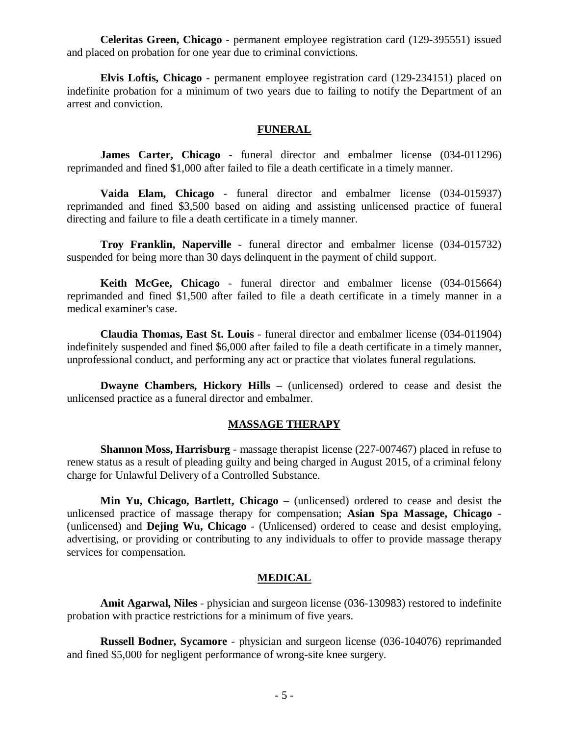**Celeritas Green, Chicago** - permanent employee registration card (129-395551) issued and placed on probation for one year due to criminal convictions.

**Elvis Loftis, Chicago** - permanent employee registration card (129-234151) placed on indefinite probation for a minimum of two years due to failing to notify the Department of an arrest and conviction.

## FUNERAL

**James Carter, Chicago** - funeral director and embalmer license (034-011296) reprimanded and fined $1,000 after failed to file a death certificate in a timely manner.

**Vaida Elam, Chicago** - funeral director and embalmer license (034-015937) reprimanded and fined $3,500 based on aiding and assisting unlicensed practice of funeral directing and failure to file a death certificate in a timely manner.

**Troy Franklin, Naperville** - funeral director and embalmer license (034-015732) suspended for being more than 30 days delinquent in the payment of child support.

**Keith McGee, Chicago** - funeral director and embalmer license (034-015664) reprimanded and fined $1,500 after failed to file a death certificate in a timely manner in a medical examiner's case.

**Claudia Thomas, East St. Louis** - funeral director and embalmer license (034-011904) indefinitely suspended and fined $6,000 after failed to file a death certificate in a timely manner, unprofessional conduct, and performing any act or practice that violates funeral regulations.

**Dwayne Chambers, Hickory Hills** – (unlicensed) ordered to cease and desist the unlicensed practice as a funeral director and embalmer.

## MASSAGE THERAPY

**Shannon Moss, Harrisburg** - massage therapist license (227-007467) placed in refuse to renew status as a result of pleading guilty and being charged in August 2015, of a criminal felony charge for Unlawful Delivery of a Controlled Substance.

**Min Yu, Chicago, Bartlett, Chicago** – (unlicensed) ordered to cease and desist the unlicensed practice of massage therapy for compensation; **Asian Spa Massage, Chicago** - (unlicensed) and **Dejing Wu, Chicago** - (Unlicensed) ordered to cease and desist employing, advertising, or providing or contributing to any individuals to offer to provide massage therapy services for compensation.

## MEDICAL

**Amit Agarwal, Niles** - physician and surgeon license (036-130983) restored to indefinite probation with practice restrictions for a minimum of five years.

**Russell Bodner, Sycamore** - physician and surgeon license (036-104076) reprimanded and fined $5,000 for negligent performance of wrong-site knee surgery.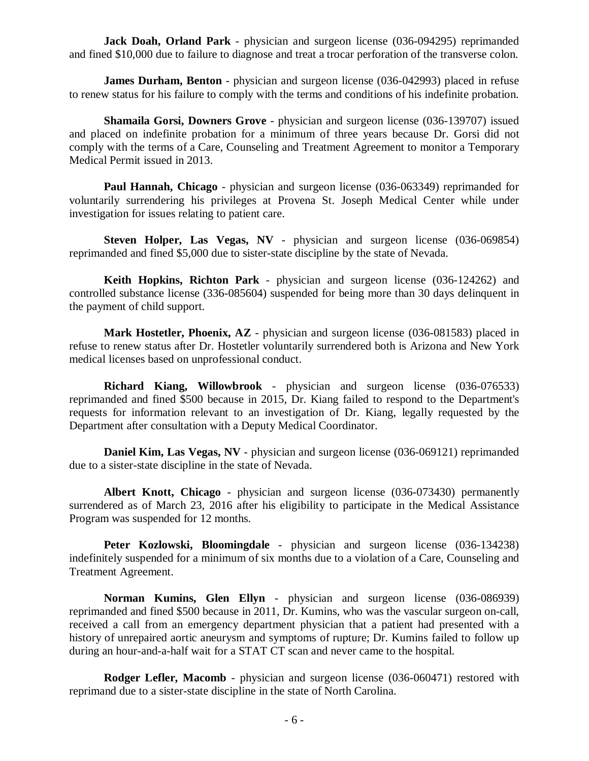**Jack Doah, Orland Park** - physician and surgeon license (036-094295) reprimanded and fined $10,000 due to failure to diagnose and treat a trocar perforation of the transverse colon.

**James Durham, Benton** - physician and surgeon license (036-042993) placed in refuse to renew status for his failure to comply with the terms and conditions of his indefinite probation.

**Shamaila Gorsi, Downers Grove** - physician and surgeon license (036-139707) issued and placed on indefinite probation for a minimum of three years because Dr. Gorsi did not comply with the terms of a Care, Counseling and Treatment Agreement to monitor a Temporary Medical Permit issued in 2013.

**Paul Hannah, Chicago** - physician and surgeon license (036-063349) reprimanded for voluntarily surrendering his privileges at Provena St. Joseph Medical Center while under investigation for issues relating to patient care.

**Steven Holper, Las Vegas, NV** - physician and surgeon license (036-069854) reprimanded and fined $5,000 due to sister-state discipline by the state of Nevada.

**Keith Hopkins, Richton Park** - physician and surgeon license (036-124262) and controlled substance license (336-085604) suspended for being more than 30 days delinquent in the payment of child support.

**Mark Hostetler, Phoenix, AZ** - physician and surgeon license (036-081583) placed in refuse to renew status after Dr. Hostetler voluntarily surrendered both is Arizona and New York medical licenses based on unprofessional conduct.

**Richard Kiang, Willowbrook** - physician and surgeon license (036-076533) reprimanded and fined $500 because in 2015, Dr. Kiang failed to respond to the Department's requests for information relevant to an investigation of Dr. Kiang, legally requested by the Department after consultation with a Deputy Medical Coordinator.

**Daniel Kim, Las Vegas, NV** - physician and surgeon license (036-069121) reprimanded due to a sister-state discipline in the state of Nevada.

**Albert Knott, Chicago** - physician and surgeon license (036-073430) permanently surrendered as of March 23, 2016 after his eligibility to participate in the Medical Assistance Program was suspended for 12 months.

**Peter Kozlowski, Bloomingdale** - physician and surgeon license (036-134238) indefinitely suspended for a minimum of six months due to a violation of a Care, Counseling and Treatment Agreement.

**Norman Kumins, Glen Ellyn** - physician and surgeon license (036-086939) reprimanded and fined $500 because in 2011, Dr. Kumins, who was the vascular surgeon on-call, received a call from an emergency department physician that a patient had presented with a history of unrepaired aortic aneurysm and symptoms of rupture; Dr. Kumins failed to follow up during an hour-and-a-half wait for a STAT CT scan and never came to the hospital.

**Rodger Lefler, Macomb** - physician and surgeon license (036-060471) restored with reprimand due to a sister-state discipline in the state of North Carolina.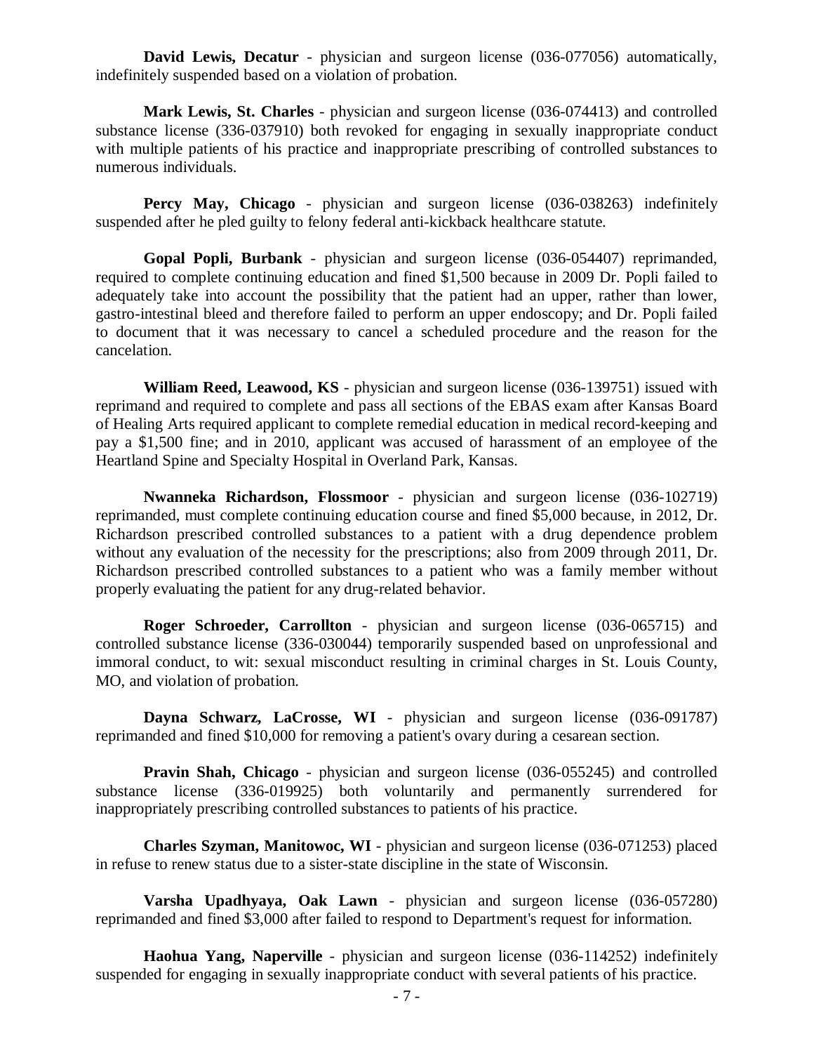**David Lewis, Decatur** - physician and surgeon license (036-077056) automatically, indefinitely suspended based on a violation of probation.

**Mark Lewis, St. Charles** - physician and surgeon license (036-074413) and controlled substance license (336-037910) both revoked for engaging in sexually inappropriate conduct with multiple patients of his practice and inappropriate prescribing of controlled substances to numerous individuals.

**Percy May, Chicago** - physician and surgeon license (036-038263) indefinitely suspended after he pled guilty to felony federal anti-kickback healthcare statute.

**Gopal Popli, Burbank** - physician and surgeon license (036-054407) reprimanded, required to complete continuing education and fined $1,500 because in 2009 Dr. Popli failed to adequately take into account the possibility that the patient had an upper, rather than lower, gastro-intestinal bleed and therefore failed to perform an upper endoscopy; and Dr. Popli failed to document that it was necessary to cancel a scheduled procedure and the reason for the cancelation.

**William Reed, Leawood, KS** - physician and surgeon license (036-139751) issued with reprimand and required to complete and pass all sections of the EBAS exam after Kansas Board of Healing Arts required applicant to complete remedial education in medical record-keeping and pay a $1,500 fine; and in 2010, applicant was accused of harassment of an employee of the Heartland Spine and Specialty Hospital in Overland Park, Kansas.

**Nwanneka Richardson, Flossmoor** - physician and surgeon license (036-102719) reprimanded, must complete continuing education course and fined $5,000 because, in 2012, Dr. Richardson prescribed controlled substances to a patient with a drug dependence problem without any evaluation of the necessity for the prescriptions; also from 2009 through 2011, Dr. Richardson prescribed controlled substances to a patient who was a family member without properly evaluating the patient for any drug-related behavior.

**Roger Schroeder, Carrollton** - physician and surgeon license (036-065715) and controlled substance license (336-030044) temporarily suspended based on unprofessional and immoral conduct, to wit: sexual misconduct resulting in criminal charges in St. Louis County, MO, and violation of probation.

**Dayna Schwarz, LaCrosse, WI** - physician and surgeon license (036-091787) reprimanded and fined $10,000 for removing a patient's ovary during a cesarean section.

**Pravin Shah, Chicago** - physician and surgeon license (036-055245) and controlled substance license (336-019925) both voluntarily and permanently surrendered for inappropriately prescribing controlled substances to patients of his practice.

**Charles Szyman, Manitowoc, WI** - physician and surgeon license (036-071253) placed in refuse to renew status due to a sister-state discipline in the state of Wisconsin.

**Varsha Upadhyaya, Oak Lawn** - physician and surgeon license (036-057280) reprimanded and fined $3,000 after failed to respond to Department's request for information.

**Haohua Yang, Naperville** - physician and surgeon license (036-114252) indefinitely suspended for engaging in sexually inappropriate conduct with several patients of his practice.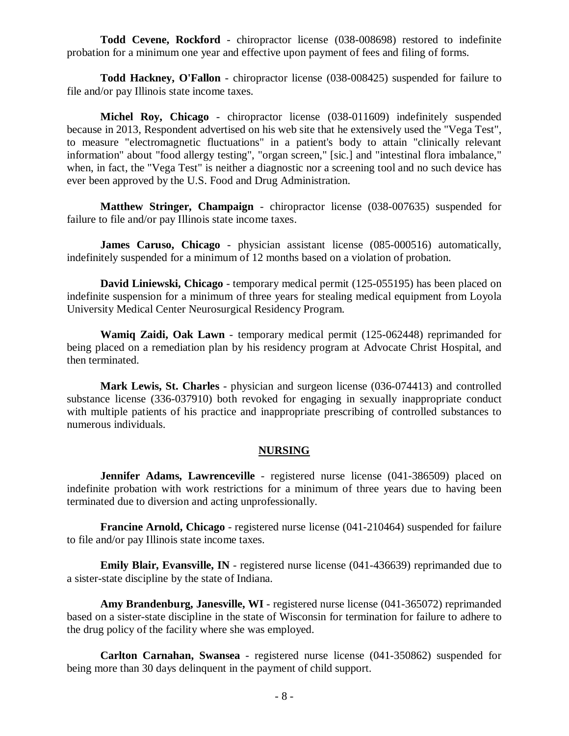**Todd Cevene, Rockford** - chiropractor license (038-008698) restored to indefinite probation for a minimum one year and effective upon payment of fees and filing of forms.

**Todd Hackney, O'Fallon** - chiropractor license (038-008425) suspended for failure to file and/or pay Illinois state income taxes.

**Michel Roy, Chicago** - chiropractor license (038-011609) indefinitely suspended because in 2013, Respondent advertised on his web site that he extensively used the "Vega Test", to measure "electromagnetic fluctuations" in a patient's body to attain "clinically relevant information" about "food allergy testing", "organ screen," [sic.] and "intestinal flora imbalance," when, in fact, the "Vega Test" is neither a diagnostic nor a screening tool and no such device has ever been approved by the U.S. Food and Drug Administration.

**Matthew Stringer, Champaign** - chiropractor license (038-007635) suspended for failure to file and/or pay Illinois state income taxes.

**James Caruso, Chicago** - physician assistant license (085-000516) automatically, indefinitely suspended for a minimum of 12 months based on a violation of probation.

**David Liniewski, Chicago** - temporary medical permit (125-055195) has been placed on indefinite suspension for a minimum of three years for stealing medical equipment from Loyola University Medical Center Neurosurgical Residency Program.

**Wamiq Zaidi, Oak Lawn** - temporary medical permit (125-062448) reprimanded for being placed on a remediation plan by his residency program at Advocate Christ Hospital, and then terminated.

**Mark Lewis, St. Charles** - physician and surgeon license (036-074413) and controlled substance license (336-037910) both revoked for engaging in sexually inappropriate conduct with multiple patients of his practice and inappropriate prescribing of controlled substances to numerous individuals.

## NURSING

**Jennifer Adams, Lawrenceville** - registered nurse license (041-386509) placed on indefinite probation with work restrictions for a minimum of three years due to having been terminated due to diversion and acting unprofessionally.

**Francine Arnold, Chicago** - registered nurse license (041-210464) suspended for failure to file and/or pay Illinois state income taxes.

**Emily Blair, Evansville, IN** - registered nurse license (041-436639) reprimanded due to a sister-state discipline by the state of Indiana.

**Amy Brandenburg, Janesville, WI** - registered nurse license (041-365072) reprimanded based on a sister-state discipline in the state of Wisconsin for termination for failure to adhere to the drug policy of the facility where she was employed.

**Carlton Carnahan, Swansea** - registered nurse license (041-350862) suspended for being more than 30 days delinquent in the payment of child support.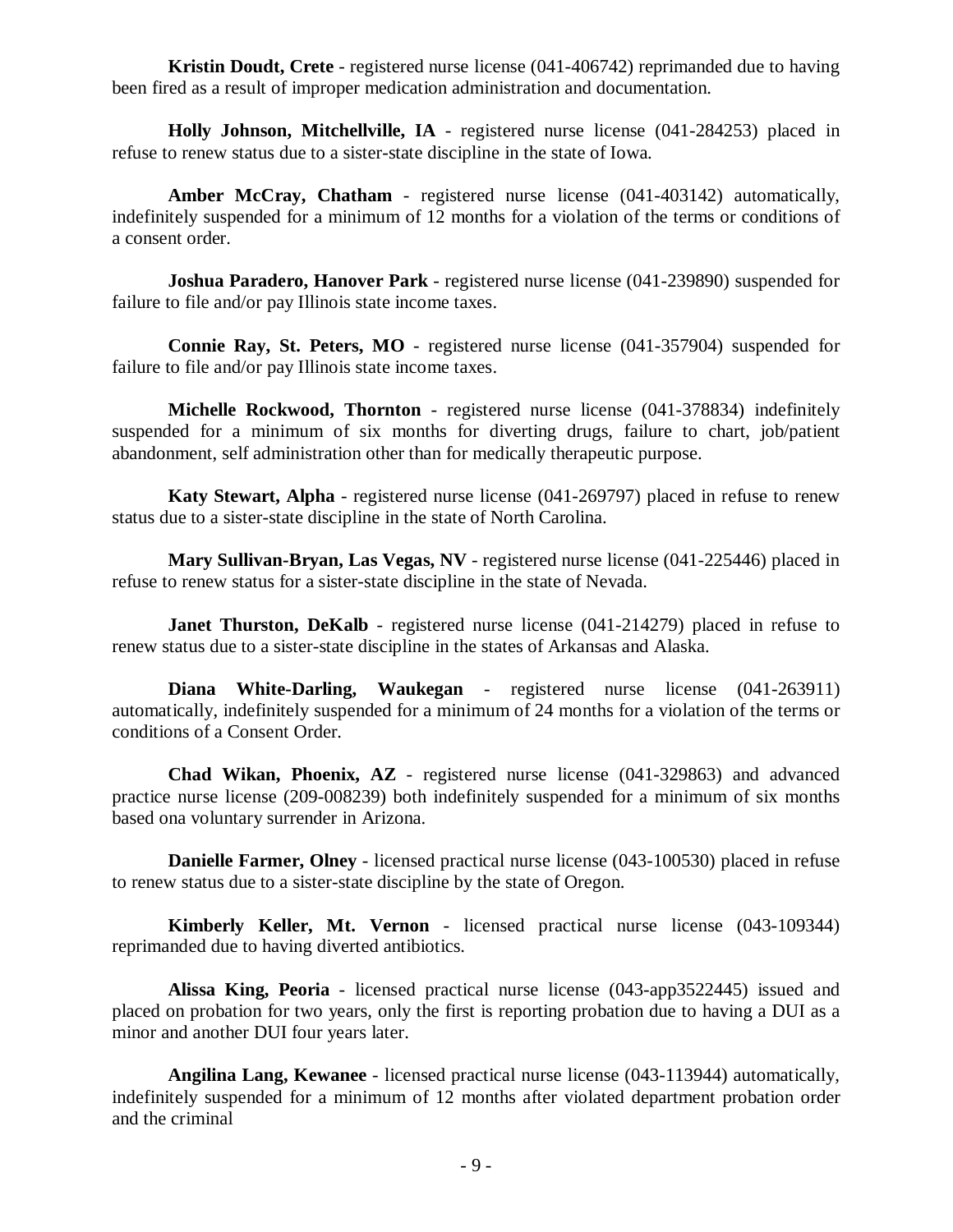**Kristin Doudt, Crete** - registered nurse license (041-406742) reprimanded due to having been fired as a result of improper medication administration and documentation.

**Holly Johnson, Mitchellville, IA** - registered nurse license (041-284253) placed in refuse to renew status due to a sister-state discipline in the state of Iowa.

**Amber McCray, Chatham** - registered nurse license (041-403142) automatically, indefinitely suspended for a minimum of 12 months for a violation of the terms or conditions of a consent order.

**Joshua Paradero, Hanover Park** - registered nurse license (041-239890) suspended for failure to file and/or pay Illinois state income taxes.

**Connie Ray, St. Peters, MO** - registered nurse license (041-357904) suspended for failure to file and/or pay Illinois state income taxes.

**Michelle Rockwood, Thornton** - registered nurse license (041-378834) indefinitely suspended for a minimum of six months for diverting drugs, failure to chart, job/patient abandonment, self administration other than for medically therapeutic purpose.

**Katy Stewart, Alpha** - registered nurse license (041-269797) placed in refuse to renew status due to a sister-state discipline in the state of North Carolina.

**Mary Sullivan-Bryan, Las Vegas, NV** - registered nurse license (041-225446) placed in refuse to renew status for a sister-state discipline in the state of Nevada.

**Janet Thurston, DeKalb** - registered nurse license (041-214279) placed in refuse to renew status due to a sister-state discipline in the states of Arkansas and Alaska.

**Diana White-Darling, Waukegan** - registered nurse license (041-263911) automatically, indefinitely suspended for a minimum of 24 months for a violation of the terms or conditions of a Consent Order.

**Chad Wikan, Phoenix, AZ** - registered nurse license (041-329863) and advanced practice nurse license (209-008239) both indefinitely suspended for a minimum of six months based ona voluntary surrender in Arizona.

**Danielle Farmer, Olney** - licensed practical nurse license (043-100530) placed in refuse to renew status due to a sister-state discipline by the state of Oregon.

**Kimberly Keller, Mt. Vernon** - licensed practical nurse license (043-109344) reprimanded due to having diverted antibiotics.

**Alissa King, Peoria** - licensed practical nurse license (043-app3522445) issued and placed on probation for two years, only the first is reporting probation due to having a DUI as a minor and another DUI four years later.

**Angilina Lang, Kewanee** - licensed practical nurse license (043-113944) automatically, indefinitely suspended for a minimum of 12 months after violated department probation order and the criminal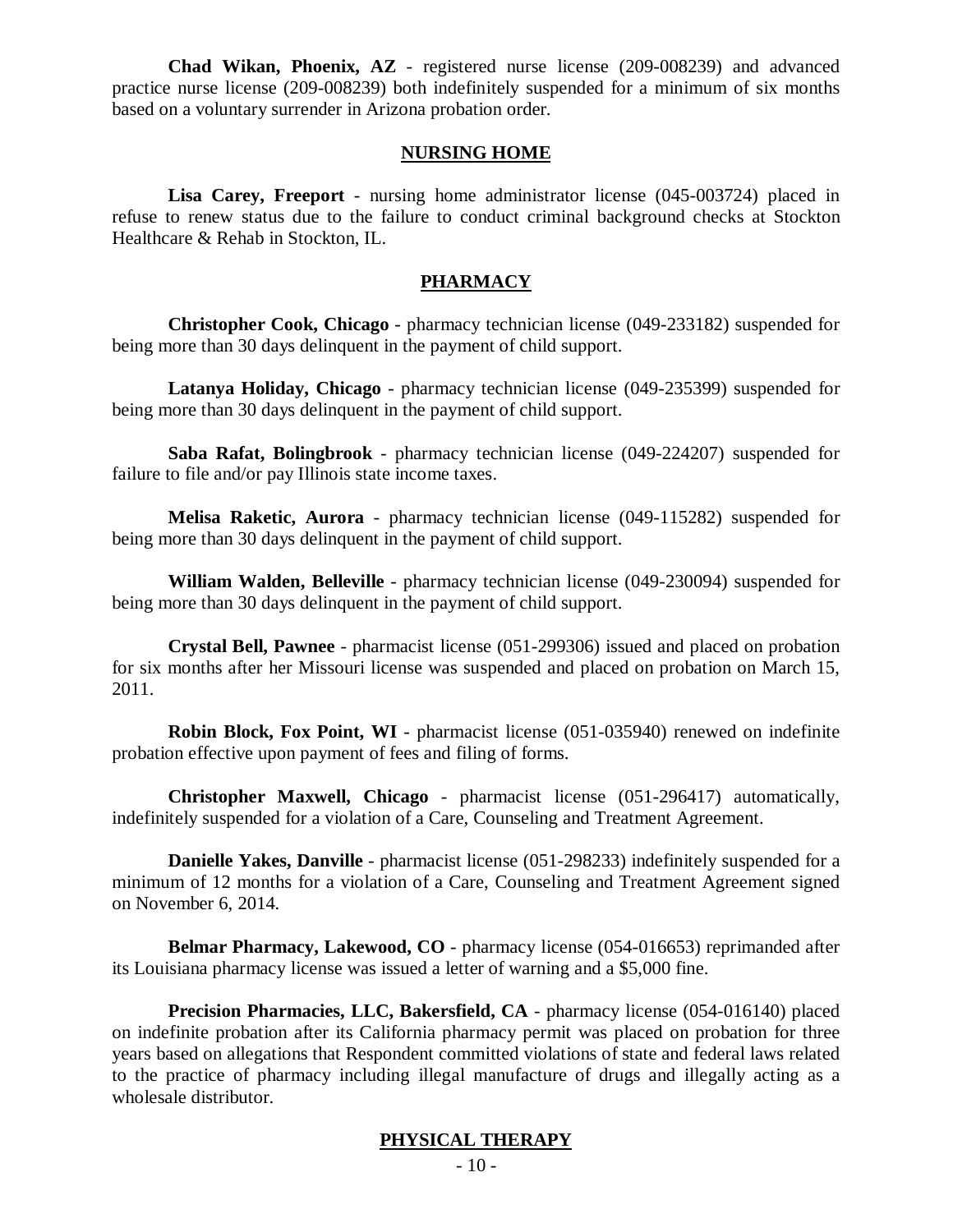**Chad Wikan, Phoenix, AZ** - registered nurse license (209-008239) and advanced practice nurse license (209-008239) both indefinitely suspended for a minimum of six months based on a voluntary surrender in Arizona probation order.

## NURSING HOME

**Lisa Carey, Freeport** - nursing home administrator license (045-003724) placed in refuse to renew status due to the failure to conduct criminal background checks at Stockton Healthcare & Rehab in Stockton, IL.

## PHARMACY

**Christopher Cook, Chicago** - pharmacy technician license (049-233182) suspended for being more than 30 days delinquent in the payment of child support.

**Latanya Holiday, Chicago** - pharmacy technician license (049-235399) suspended for being more than 30 days delinquent in the payment of child support.

**Saba Rafat, Bolingbrook** - pharmacy technician license (049-224207) suspended for failure to file and/or pay Illinois state income taxes.

**Melisa Raketic, Aurora** - pharmacy technician license (049-115282) suspended for being more than 30 days delinquent in the payment of child support.

**William Walden, Belleville** - pharmacy technician license (049-230094) suspended for being more than 30 days delinquent in the payment of child support.

**Crystal Bell, Pawnee** - pharmacist license (051-299306) issued and placed on probation for six months after her Missouri license was suspended and placed on probation on March 15, 2011.

**Robin Block, Fox Point, WI** - pharmacist license (051-035940) renewed on indefinite probation effective upon payment of fees and filing of forms.

**Christopher Maxwell, Chicago** - pharmacist license (051-296417) automatically, indefinitely suspended for a violation of a Care, Counseling and Treatment Agreement.

**Danielle Yakes, Danville** - pharmacist license (051-298233) indefinitely suspended for a minimum of 12 months for a violation of a Care, Counseling and Treatment Agreement signed on November 6, 2014.

**Belmar Pharmacy, Lakewood, CO** - pharmacy license (054-016653) reprimanded after its Louisiana pharmacy license was issued a letter of warning and a $5,000 fine.

**Precision Pharmacies, LLC, Bakersfield, CA** - pharmacy license (054-016140) placed on indefinite probation after its California pharmacy permit was placed on probation for three years based on allegations that Respondent committed violations of state and federal laws related to the practice of pharmacy including illegal manufacture of drugs and illegally acting as a wholesale distributor.

## PHYSICAL THERAPY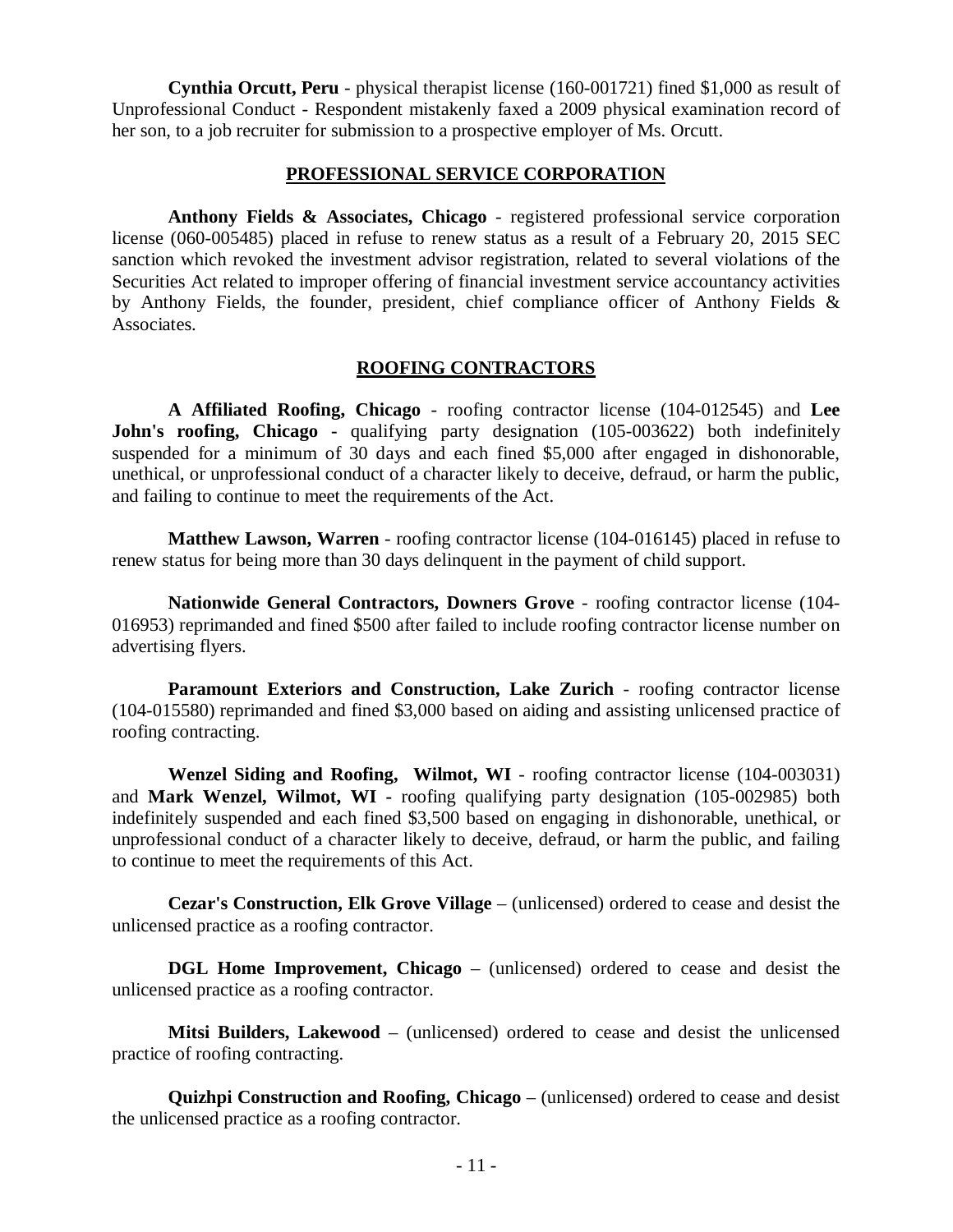**Cynthia Orcutt, Peru** - physical therapist license (160-001721) fined $1,000 as result of Unprofessional Conduct - Respondent mistakenly faxed a 2009 physical examination record of her son, to a job recruiter for submission to a prospective employer of Ms. Orcutt.

## PROFESSIONAL SERVICE CORPORATION

**Anthony Fields & Associates, Chicago** - registered professional service corporation license (060-005485) placed in refuse to renew status as a result of a February 20, 2015 SEC sanction which revoked the investment advisor registration, related to several violations of the Securities Act related to improper offering of financial investment service accountancy activities by Anthony Fields, the founder, president, chief compliance officer of Anthony Fields & Associates.

## ROOFING CONTRACTORS

**A Affiliated Roofing, Chicago** - roofing contractor license (104-012545) and **Lee John's roofing, Chicago -** qualifying party designation (105-003622) both indefinitely suspended for a minimum of 30 days and each fined $5,000 after engaged in dishonorable, unethical, or unprofessional conduct of a character likely to deceive, defraud, or harm the public, and failing to continue to meet the requirements of the Act.

**Matthew Lawson, Warren** - roofing contractor license (104-016145) placed in refuse to renew status for being more than 30 days delinquent in the payment of child support.

**Nationwide General Contractors, Downers Grove** - roofing contractor license (104-016953) reprimanded and fined $500 after failed to include roofing contractor license number on advertising flyers.

**Paramount Exteriors and Construction, Lake Zurich** - roofing contractor license (104-015580) reprimanded and fined $3,000 based on aiding and assisting unlicensed practice of roofing contracting.

**Wenzel Siding and Roofing, Wilmot, WI** - roofing contractor license (104-003031) and **Mark Wenzel, Wilmot, WI -** roofing qualifying party designation (105-002985) both indefinitely suspended and each fined $3,500 based on engaging in dishonorable, unethical, or unprofessional conduct of a character likely to deceive, defraud, or harm the public, and failing to continue to meet the requirements of this Act.

**Cezar's Construction, Elk Grove Village** – (unlicensed) ordered to cease and desist the unlicensed practice as a roofing contractor.

**DGL Home Improvement, Chicago** – (unlicensed) ordered to cease and desist the unlicensed practice as a roofing contractor.

**Mitsi Builders, Lakewood** – (unlicensed) ordered to cease and desist the unlicensed practice of roofing contracting.

**Quizhpi Construction and Roofing, Chicago** – (unlicensed) ordered to cease and desist the unlicensed practice as a roofing contractor.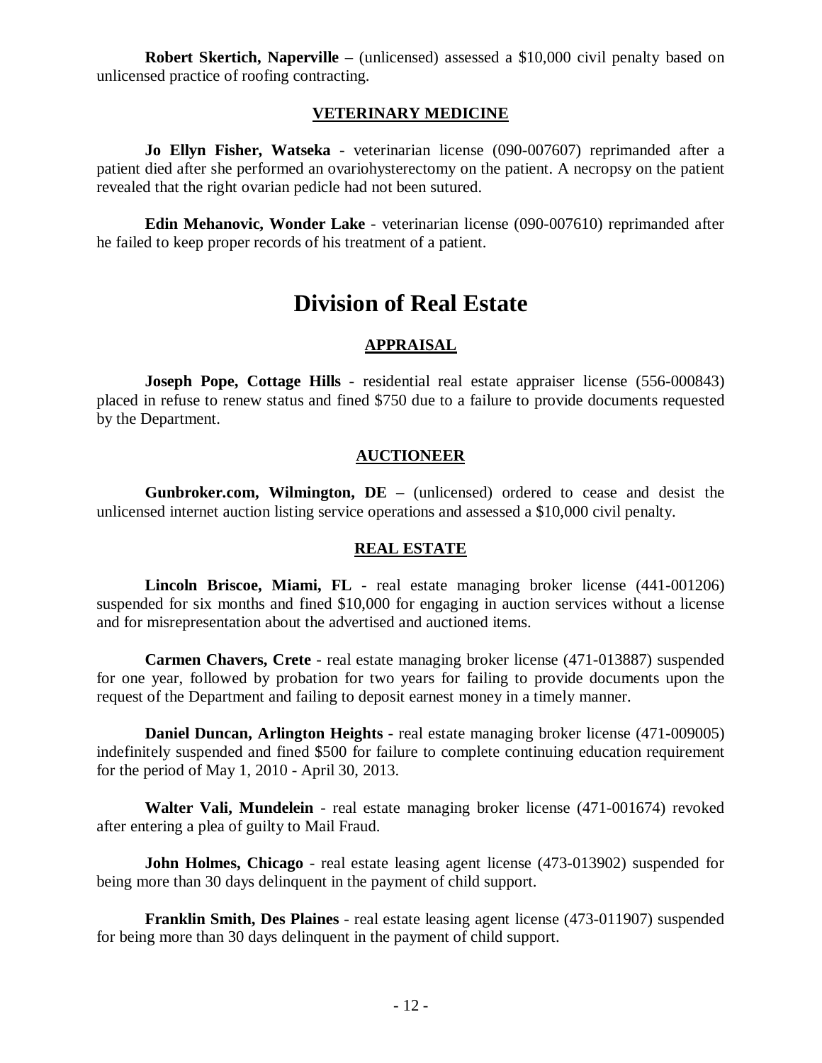**Robert Skertich, Naperville** – (unlicensed) assessed a $10,000 civil penalty based on unlicensed practice of roofing contracting.

### VETERINARY MEDICINE

**Jo Ellyn Fisher, Watseka** - veterinarian license (090-007607) reprimanded after a patient died after she performed an ovariohysterectomy on the patient. A necropsy on the patient revealed that the right ovarian pedicle had not been sutured.

**Edin Mehanovic, Wonder Lake** - veterinarian license (090-007610) reprimanded after he failed to keep proper records of his treatment of a patient.

# Division of Real Estate

### APPRAISAL

**Joseph Pope, Cottage Hills** - residential real estate appraiser license (556-000843) placed in refuse to renew status and fined $750 due to a failure to provide documents requested by the Department.

### AUCTIONEER

**Gunbroker.com, Wilmington, DE** – (unlicensed) ordered to cease and desist the unlicensed internet auction listing service operations and assessed a $10,000 civil penalty.

### REAL ESTATE

**Lincoln Briscoe, Miami, FL** - real estate managing broker license (441-001206) suspended for six months and fined $10,000 for engaging in auction services without a license and for misrepresentation about the advertised and auctioned items.

**Carmen Chavers, Crete** - real estate managing broker license (471-013887) suspended for one year, followed by probation for two years for failing to provide documents upon the request of the Department and failing to deposit earnest money in a timely manner.

**Daniel Duncan, Arlington Heights** - real estate managing broker license (471-009005) indefinitely suspended and fined $500 for failure to complete continuing education requirement for the period of May 1, 2010 - April 30, 2013.

**Walter Vali, Mundelein** - real estate managing broker license (471-001674) revoked after entering a plea of guilty to Mail Fraud.

**John Holmes, Chicago** - real estate leasing agent license (473-013902) suspended for being more than 30 days delinquent in the payment of child support.

**Franklin Smith, Des Plaines** - real estate leasing agent license (473-011907) suspended for being more than 30 days delinquent in the payment of child support.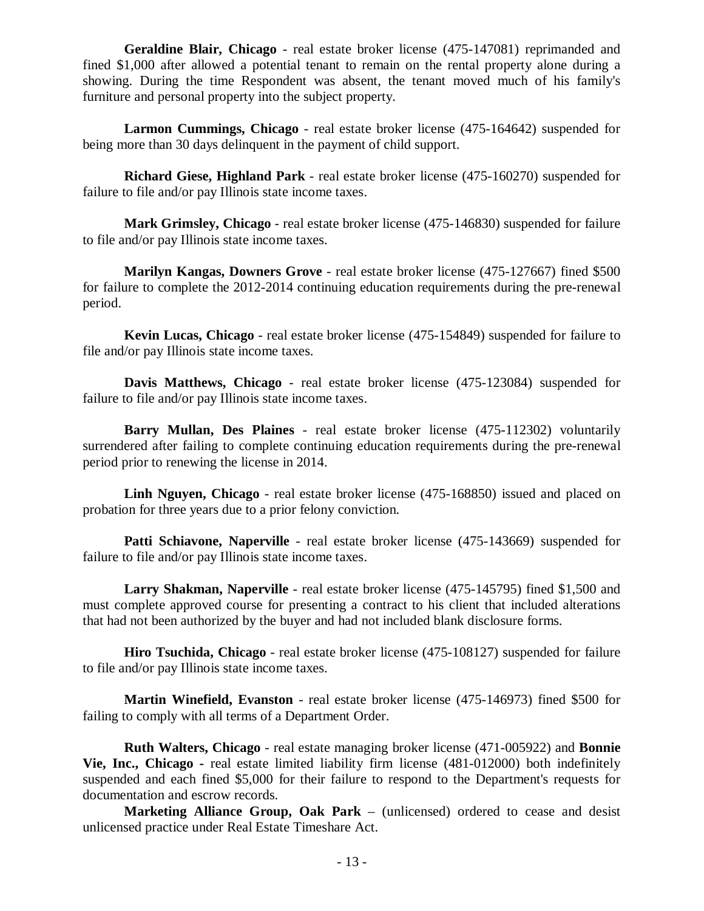**Geraldine Blair, Chicago** - real estate broker license (475-147081) reprimanded and fined $1,000 after allowed a potential tenant to remain on the rental property alone during a showing. During the time Respondent was absent, the tenant moved much of his family's furniture and personal property into the subject property.

**Larmon Cummings, Chicago** - real estate broker license (475-164642) suspended for being more than 30 days delinquent in the payment of child support.

**Richard Giese, Highland Park** - real estate broker license (475-160270) suspended for failure to file and/or pay Illinois state income taxes.

**Mark Grimsley, Chicago** - real estate broker license (475-146830) suspended for failure to file and/or pay Illinois state income taxes.

**Marilyn Kangas, Downers Grove** - real estate broker license (475-127667) fined $500 for failure to complete the 2012-2014 continuing education requirements during the pre-renewal period.

**Kevin Lucas, Chicago** - real estate broker license (475-154849) suspended for failure to file and/or pay Illinois state income taxes.

**Davis Matthews, Chicago** - real estate broker license (475-123084) suspended for failure to file and/or pay Illinois state income taxes.

**Barry Mullan, Des Plaines** - real estate broker license (475-112302) voluntarily surrendered after failing to complete continuing education requirements during the pre-renewal period prior to renewing the license in 2014.

**Linh Nguyen, Chicago** - real estate broker license (475-168850) issued and placed on probation for three years due to a prior felony conviction.

**Patti Schiavone, Naperville** - real estate broker license (475-143669) suspended for failure to file and/or pay Illinois state income taxes.

**Larry Shakman, Naperville** - real estate broker license (475-145795) fined $1,500 and must complete approved course for presenting a contract to his client that included alterations that had not been authorized by the buyer and had not included blank disclosure forms.

**Hiro Tsuchida, Chicago** - real estate broker license (475-108127) suspended for failure to file and/or pay Illinois state income taxes.

**Martin Winefield, Evanston** - real estate broker license (475-146973) fined $500 for failing to comply with all terms of a Department Order.

**Ruth Walters, Chicago** - real estate managing broker license (471-005922) and **Bonnie Vie, Inc., Chicago** - real estate limited liability firm license (481-012000) both indefinitely suspended and each fined $5,000 for their failure to respond to the Department's requests for documentation and escrow records.

**Marketing Alliance Group, Oak Park** – (unlicensed) ordered to cease and desist unlicensed practice under Real Estate Timeshare Act.